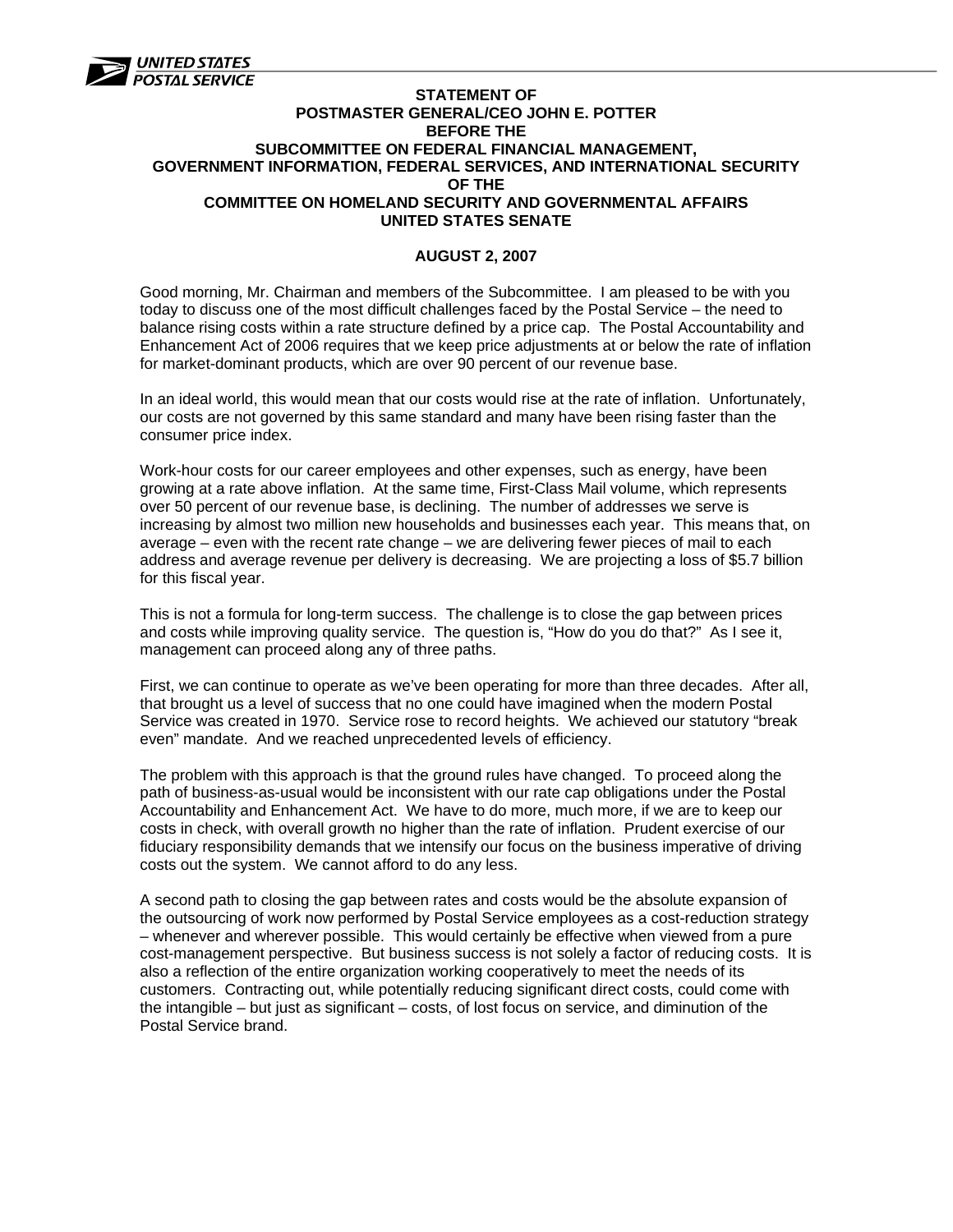**STATEMENT OF**
**POSTMASTER GENERAL/CEO JOHN E. POTTER**
**BEFORE THE**
**SUBCOMMITTEE ON FEDERAL FINANCIAL MANAGEMENT,**
**GOVERNMENT INFORMATION, FEDERAL SERVICES, AND INTERNATIONAL SECURITY**
**OF THE**
**COMMITTEE ON HOMELAND SECURITY AND GOVERNMENTAL AFFAIRS**
**UNITED STATES SENATE**

**AUGUST 2, 2007**

Good morning, Mr. Chairman and members of the Subcommittee. I am pleased to be with you today to discuss one of the most difficult challenges faced by the Postal Service – the need to balance rising costs within a rate structure defined by a price cap. The Postal Accountability and Enhancement Act of 2006 requires that we keep price adjustments at or below the rate of inflation for market-dominant products, which are over 90 percent of our revenue base.

In an ideal world, this would mean that our costs would rise at the rate of inflation. Unfortunately, our costs are not governed by this same standard and many have been rising faster than the consumer price index.

Work-hour costs for our career employees and other expenses, such as energy, have been growing at a rate above inflation. At the same time, First-Class Mail volume, which represents over 50 percent of our revenue base, is declining. The number of addresses we serve is increasing by almost two million new households and businesses each year. This means that, on average – even with the recent rate change – we are delivering fewer pieces of mail to each address and average revenue per delivery is decreasing. We are projecting a loss of $5.7 billion for this fiscal year.

This is not a formula for long-term success. The challenge is to close the gap between prices and costs while improving quality service. The question is, "How do you do that?" As I see it, management can proceed along any of three paths.

First, we can continue to operate as we've been operating for more than three decades. After all, that brought us a level of success that no one could have imagined when the modern Postal Service was created in 1970. Service rose to record heights. We achieved our statutory "break even" mandate. And we reached unprecedented levels of efficiency.

The problem with this approach is that the ground rules have changed. To proceed along the path of business-as-usual would be inconsistent with our rate cap obligations under the Postal Accountability and Enhancement Act. We have to do more, much more, if we are to keep our costs in check, with overall growth no higher than the rate of inflation. Prudent exercise of our fiduciary responsibility demands that we intensify our focus on the business imperative of driving costs out the system. We cannot afford to do any less.

A second path to closing the gap between rates and costs would be the absolute expansion of the outsourcing of work now performed by Postal Service employees as a cost-reduction strategy – whenever and wherever possible. This would certainly be effective when viewed from a pure cost-management perspective. But business success is not solely a factor of reducing costs. It is also a reflection of the entire organization working cooperatively to meet the needs of its customers. Contracting out, while potentially reducing significant direct costs, could come with the intangible – but just as significant – costs, of lost focus on service, and diminution of the Postal Service brand.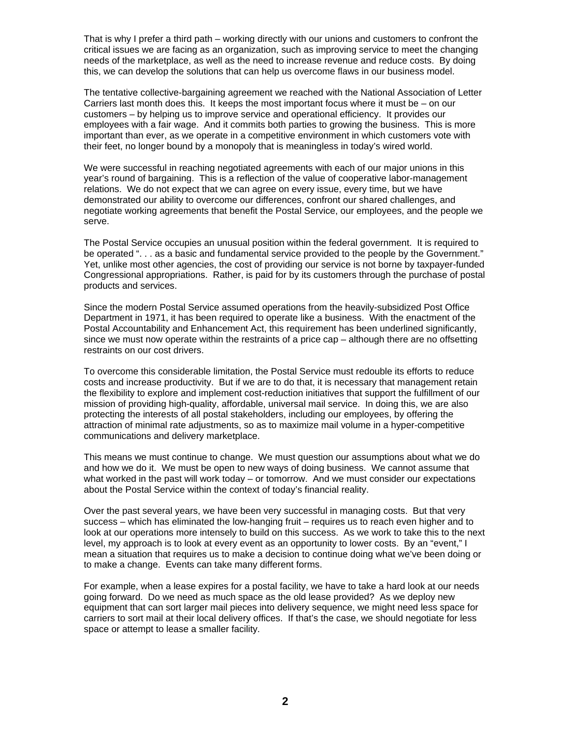That is why I prefer a third path – working directly with our unions and customers to confront the critical issues we are facing as an organization, such as improving service to meet the changing needs of the marketplace, as well as the need to increase revenue and reduce costs. By doing this, we can develop the solutions that can help us overcome flaws in our business model.

The tentative collective-bargaining agreement we reached with the National Association of Letter Carriers last month does this. It keeps the most important focus where it must be – on our customers – by helping us to improve service and operational efficiency. It provides our employees with a fair wage. And it commits both parties to growing the business. This is more important than ever, as we operate in a competitive environment in which customers vote with their feet, no longer bound by a monopoly that is meaningless in today's wired world.

We were successful in reaching negotiated agreements with each of our major unions in this year's round of bargaining. This is a reflection of the value of cooperative labor-management relations. We do not expect that we can agree on every issue, every time, but we have demonstrated our ability to overcome our differences, confront our shared challenges, and negotiate working agreements that benefit the Postal Service, our employees, and the people we serve.

The Postal Service occupies an unusual position within the federal government. It is required to be operated ". . . as a basic and fundamental service provided to the people by the Government." Yet, unlike most other agencies, the cost of providing our service is not borne by taxpayer-funded Congressional appropriations. Rather, is paid for by its customers through the purchase of postal products and services.

Since the modern Postal Service assumed operations from the heavily-subsidized Post Office Department in 1971, it has been required to operate like a business. With the enactment of the Postal Accountability and Enhancement Act, this requirement has been underlined significantly, since we must now operate within the restraints of a price cap – although there are no offsetting restraints on our cost drivers.

To overcome this considerable limitation, the Postal Service must redouble its efforts to reduce costs and increase productivity. But if we are to do that, it is necessary that management retain the flexibility to explore and implement cost-reduction initiatives that support the fulfillment of our mission of providing high-quality, affordable, universal mail service. In doing this, we are also protecting the interests of all postal stakeholders, including our employees, by offering the attraction of minimal rate adjustments, so as to maximize mail volume in a hyper-competitive communications and delivery marketplace.

This means we must continue to change. We must question our assumptions about what we do and how we do it. We must be open to new ways of doing business. We cannot assume that what worked in the past will work today – or tomorrow. And we must consider our expectations about the Postal Service within the context of today's financial reality.

Over the past several years, we have been very successful in managing costs. But that very success – which has eliminated the low-hanging fruit – requires us to reach even higher and to look at our operations more intensely to build on this success. As we work to take this to the next level, my approach is to look at every event as an opportunity to lower costs. By an "event," I mean a situation that requires us to make a decision to continue doing what we've been doing or to make a change. Events can take many different forms.

For example, when a lease expires for a postal facility, we have to take a hard look at our needs going forward. Do we need as much space as the old lease provided? As we deploy new equipment that can sort larger mail pieces into delivery sequence, we might need less space for carriers to sort mail at their local delivery offices. If that's the case, we should negotiate for less space or attempt to lease a smaller facility.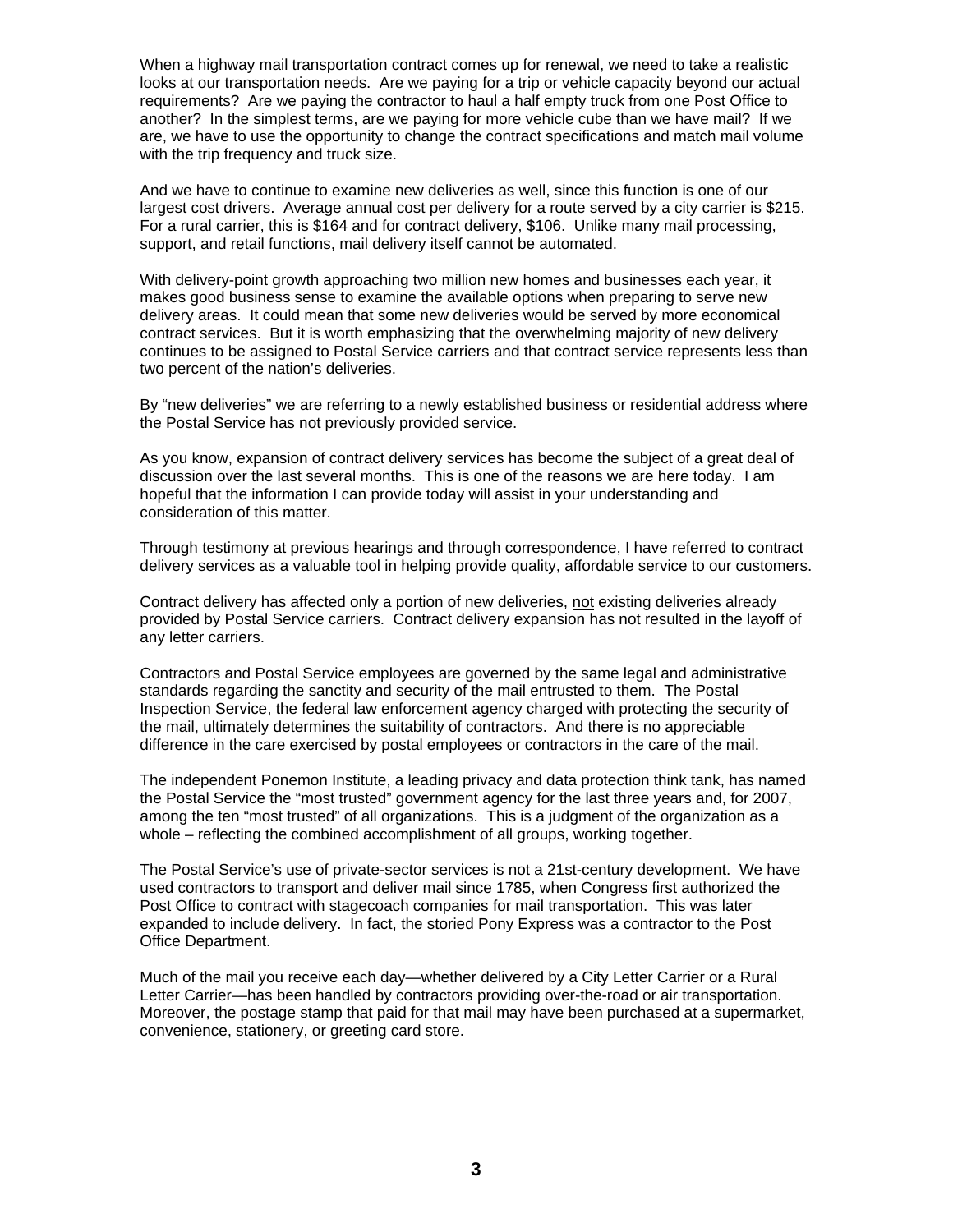When a highway mail transportation contract comes up for renewal, we need to take a realistic looks at our transportation needs. Are we paying for a trip or vehicle capacity beyond our actual requirements? Are we paying the contractor to haul a half empty truck from one Post Office to another? In the simplest terms, are we paying for more vehicle cube than we have mail? If we are, we have to use the opportunity to change the contract specifications and match mail volume with the trip frequency and truck size.

And we have to continue to examine new deliveries as well, since this function is one of our largest cost drivers. Average annual cost per delivery for a route served by a city carrier is $215. For a rural carrier, this is $164 and for contract delivery, $106. Unlike many mail processing, support, and retail functions, mail delivery itself cannot be automated.

With delivery-point growth approaching two million new homes and businesses each year, it makes good business sense to examine the available options when preparing to serve new delivery areas. It could mean that some new deliveries would be served by more economical contract services. But it is worth emphasizing that the overwhelming majority of new delivery continues to be assigned to Postal Service carriers and that contract service represents less than two percent of the nation's deliveries.

By "new deliveries" we are referring to a newly established business or residential address where the Postal Service has not previously provided service.

As you know, expansion of contract delivery services has become the subject of a great deal of discussion over the last several months. This is one of the reasons we are here today. I am hopeful that the information I can provide today will assist in your understanding and consideration of this matter.

Through testimony at previous hearings and through correspondence, I have referred to contract delivery services as a valuable tool in helping provide quality, affordable service to our customers.

Contract delivery has affected only a portion of new deliveries, <u>not</u> existing deliveries already provided by Postal Service carriers. Contract delivery expansion <u>has not</u> resulted in the layoff of any letter carriers.

Contractors and Postal Service employees are governed by the same legal and administrative standards regarding the sanctity and security of the mail entrusted to them. The Postal Inspection Service, the federal law enforcement agency charged with protecting the security of the mail, ultimately determines the suitability of contractors. And there is no appreciable difference in the care exercised by postal employees or contractors in the care of the mail.

The independent Ponemon Institute, a leading privacy and data protection think tank, has named the Postal Service the "most trusted" government agency for the last three years and, for 2007, among the ten "most trusted" of all organizations. This is a judgment of the organization as a whole – reflecting the combined accomplishment of all groups, working together.

The Postal Service's use of private-sector services is not a 21st-century development. We have used contractors to transport and deliver mail since 1785, when Congress first authorized the Post Office to contract with stagecoach companies for mail transportation. This was later expanded to include delivery. In fact, the storied Pony Express was a contractor to the Post Office Department.

Much of the mail you receive each day—whether delivered by a City Letter Carrier or a Rural Letter Carrier—has been handled by contractors providing over-the-road or air transportation. Moreover, the postage stamp that paid for that mail may have been purchased at a supermarket, convenience, stationery, or greeting card store.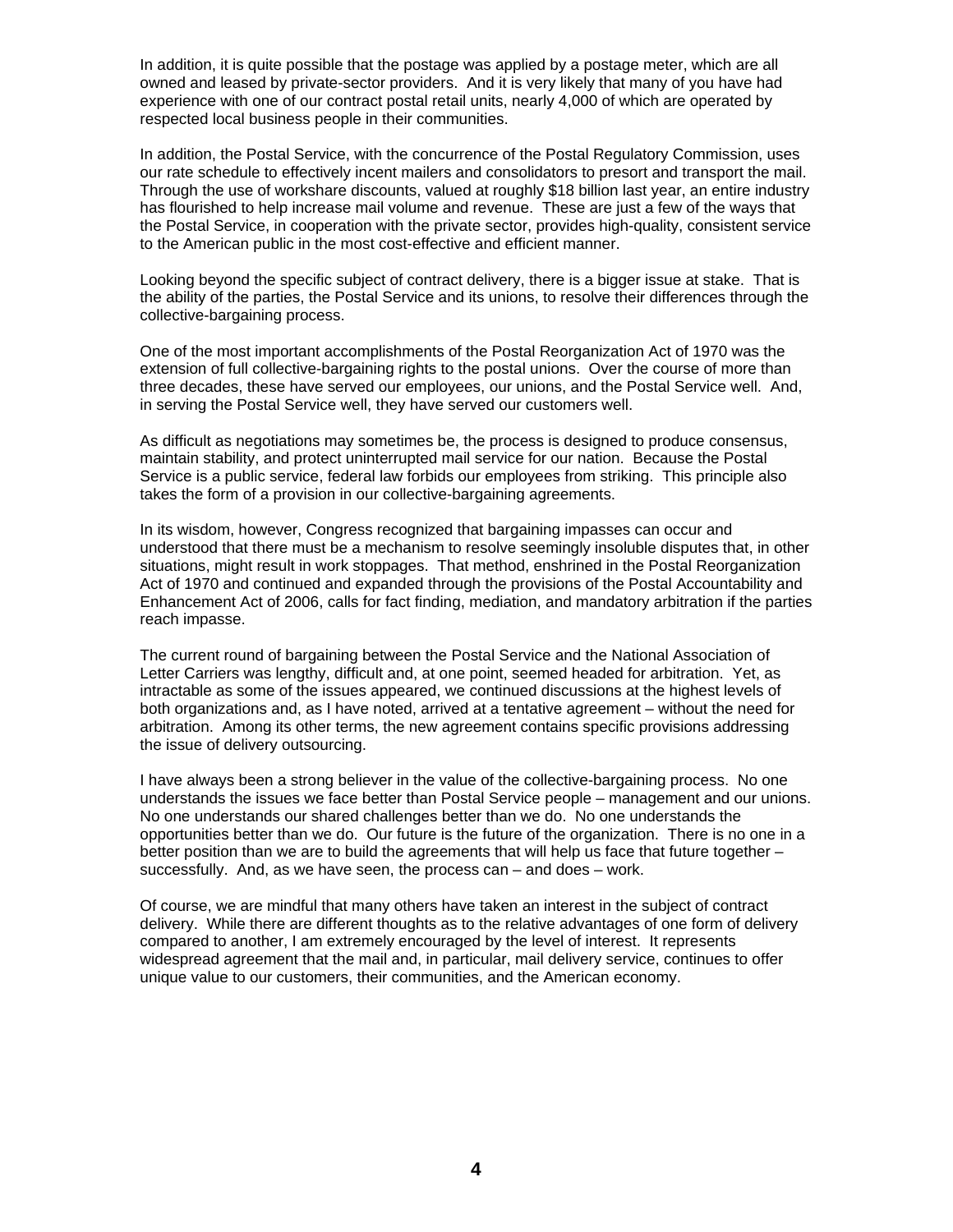In addition, it is quite possible that the postage was applied by a postage meter, which are all owned and leased by private-sector providers. And it is very likely that many of you have had experience with one of our contract postal retail units, nearly 4,000 of which are operated by respected local business people in their communities.

In addition, the Postal Service, with the concurrence of the Postal Regulatory Commission, uses our rate schedule to effectively incent mailers and consolidators to presort and transport the mail. Through the use of workshare discounts, valued at roughly $18 billion last year, an entire industry has flourished to help increase mail volume and revenue. These are just a few of the ways that the Postal Service, in cooperation with the private sector, provides high-quality, consistent service to the American public in the most cost-effective and efficient manner.

Looking beyond the specific subject of contract delivery, there is a bigger issue at stake. That is the ability of the parties, the Postal Service and its unions, to resolve their differences through the collective-bargaining process.

One of the most important accomplishments of the Postal Reorganization Act of 1970 was the extension of full collective-bargaining rights to the postal unions. Over the course of more than three decades, these have served our employees, our unions, and the Postal Service well. And, in serving the Postal Service well, they have served our customers well.

As difficult as negotiations may sometimes be, the process is designed to produce consensus, maintain stability, and protect uninterrupted mail service for our nation. Because the Postal Service is a public service, federal law forbids our employees from striking. This principle also takes the form of a provision in our collective-bargaining agreements.

In its wisdom, however, Congress recognized that bargaining impasses can occur and understood that there must be a mechanism to resolve seemingly insoluble disputes that, in other situations, might result in work stoppages. That method, enshrined in the Postal Reorganization Act of 1970 and continued and expanded through the provisions of the Postal Accountability and Enhancement Act of 2006, calls for fact finding, mediation, and mandatory arbitration if the parties reach impasse.

The current round of bargaining between the Postal Service and the National Association of Letter Carriers was lengthy, difficult and, at one point, seemed headed for arbitration. Yet, as intractable as some of the issues appeared, we continued discussions at the highest levels of both organizations and, as I have noted, arrived at a tentative agreement – without the need for arbitration. Among its other terms, the new agreement contains specific provisions addressing the issue of delivery outsourcing.

I have always been a strong believer in the value of the collective-bargaining process. No one understands the issues we face better than Postal Service people – management and our unions. No one understands our shared challenges better than we do. No one understands the opportunities better than we do. Our future is the future of the organization. There is no one in a better position than we are to build the agreements that will help us face that future together – successfully. And, as we have seen, the process can – and does – work.

Of course, we are mindful that many others have taken an interest in the subject of contract delivery. While there are different thoughts as to the relative advantages of one form of delivery compared to another, I am extremely encouraged by the level of interest. It represents widespread agreement that the mail and, in particular, mail delivery service, continues to offer unique value to our customers, their communities, and the American economy.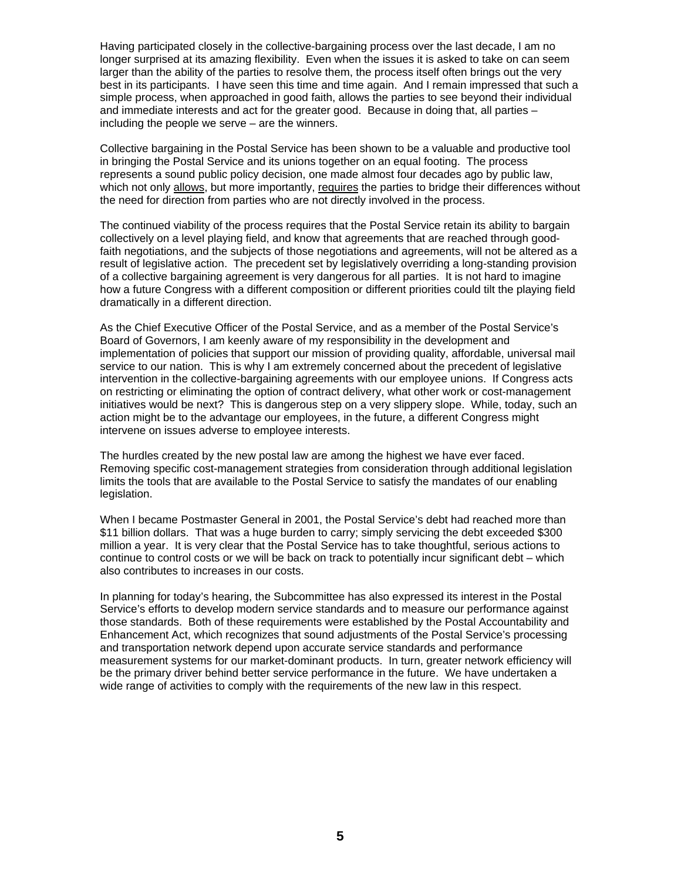Having participated closely in the collective-bargaining process over the last decade, I am no longer surprised at its amazing flexibility. Even when the issues it is asked to take on can seem larger than the ability of the parties to resolve them, the process itself often brings out the very best in its participants. I have seen this time and time again. And I remain impressed that such a simple process, when approached in good faith, allows the parties to see beyond their individual and immediate interests and act for the greater good. Because in doing that, all parties – including the people we serve – are the winners.

Collective bargaining in the Postal Service has been shown to be a valuable and productive tool in bringing the Postal Service and its unions together on an equal footing. The process represents a sound public policy decision, one made almost four decades ago by public law, which not only <u>allows</u>, but more importantly, <u>requires</u> the parties to bridge their differences without the need for direction from parties who are not directly involved in the process.

The continued viability of the process requires that the Postal Service retain its ability to bargain collectively on a level playing field, and know that agreements that are reached through good-faith negotiations, and the subjects of those negotiations and agreements, will not be altered as a result of legislative action. The precedent set by legislatively overriding a long-standing provision of a collective bargaining agreement is very dangerous for all parties. It is not hard to imagine how a future Congress with a different composition or different priorities could tilt the playing field dramatically in a different direction.

As the Chief Executive Officer of the Postal Service, and as a member of the Postal Service's Board of Governors, I am keenly aware of my responsibility in the development and implementation of policies that support our mission of providing quality, affordable, universal mail service to our nation. This is why I am extremely concerned about the precedent of legislative intervention in the collective-bargaining agreements with our employee unions. If Congress acts on restricting or eliminating the option of contract delivery, what other work or cost-management initiatives would be next? This is dangerous step on a very slippery slope. While, today, such an action might be to the advantage our employees, in the future, a different Congress might intervene on issues adverse to employee interests.

The hurdles created by the new postal law are among the highest we have ever faced. Removing specific cost-management strategies from consideration through additional legislation limits the tools that are available to the Postal Service to satisfy the mandates of our enabling legislation.

When I became Postmaster General in 2001, the Postal Service's debt had reached more than $11 billion dollars. That was a huge burden to carry; simply servicing the debt exceeded $300 million a year. It is very clear that the Postal Service has to take thoughtful, serious actions to continue to control costs or we will be back on track to potentially incur significant debt – which also contributes to increases in our costs.

In planning for today's hearing, the Subcommittee has also expressed its interest in the Postal Service's efforts to develop modern service standards and to measure our performance against those standards. Both of these requirements were established by the Postal Accountability and Enhancement Act, which recognizes that sound adjustments of the Postal Service's processing and transportation network depend upon accurate service standards and performance measurement systems for our market-dominant products. In turn, greater network efficiency will be the primary driver behind better service performance in the future. We have undertaken a wide range of activities to comply with the requirements of the new law in this respect.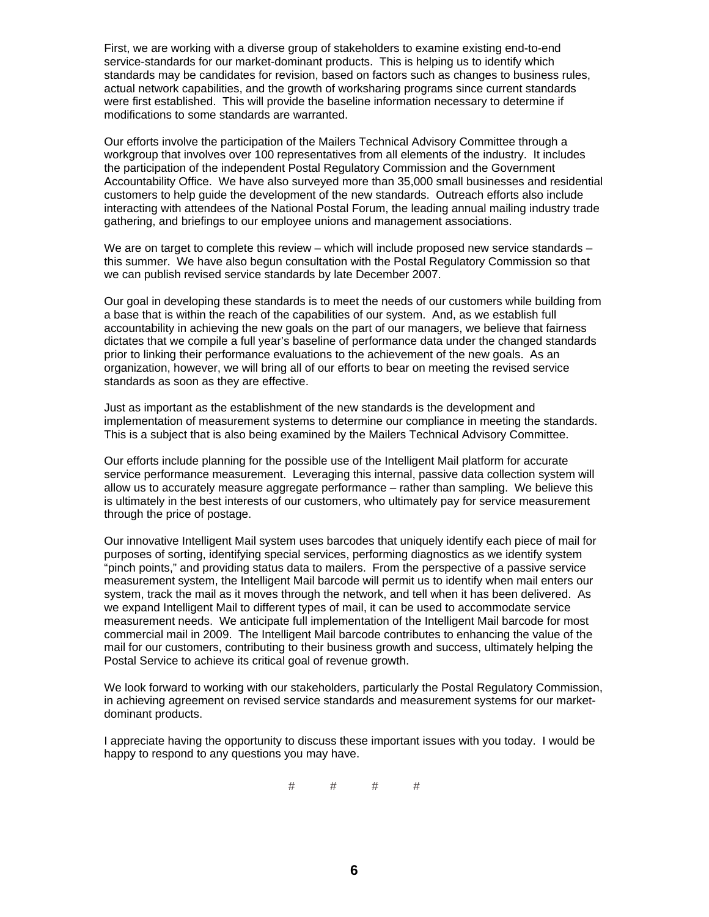First, we are working with a diverse group of stakeholders to examine existing end-to-end service-standards for our market-dominant products. This is helping us to identify which standards may be candidates for revision, based on factors such as changes to business rules, actual network capabilities, and the growth of worksharing programs since current standards were first established. This will provide the baseline information necessary to determine if modifications to some standards are warranted.

Our efforts involve the participation of the Mailers Technical Advisory Committee through a workgroup that involves over 100 representatives from all elements of the industry. It includes the participation of the independent Postal Regulatory Commission and the Government Accountability Office. We have also surveyed more than 35,000 small businesses and residential customers to help guide the development of the new standards. Outreach efforts also include interacting with attendees of the National Postal Forum, the leading annual mailing industry trade gathering, and briefings to our employee unions and management associations.

We are on target to complete this review – which will include proposed new service standards – this summer. We have also begun consultation with the Postal Regulatory Commission so that we can publish revised service standards by late December 2007.

Our goal in developing these standards is to meet the needs of our customers while building from a base that is within the reach of the capabilities of our system. And, as we establish full accountability in achieving the new goals on the part of our managers, we believe that fairness dictates that we compile a full year's baseline of performance data under the changed standards prior to linking their performance evaluations to the achievement of the new goals. As an organization, however, we will bring all of our efforts to bear on meeting the revised service standards as soon as they are effective.

Just as important as the establishment of the new standards is the development and implementation of measurement systems to determine our compliance in meeting the standards. This is a subject that is also being examined by the Mailers Technical Advisory Committee.

Our efforts include planning for the possible use of the Intelligent Mail platform for accurate service performance measurement. Leveraging this internal, passive data collection system will allow us to accurately measure aggregate performance – rather than sampling. We believe this is ultimately in the best interests of our customers, who ultimately pay for service measurement through the price of postage.

Our innovative Intelligent Mail system uses barcodes that uniquely identify each piece of mail for purposes of sorting, identifying special services, performing diagnostics as we identify system "pinch points," and providing status data to mailers. From the perspective of a passive service measurement system, the Intelligent Mail barcode will permit us to identify when mail enters our system, track the mail as it moves through the network, and tell when it has been delivered. As we expand Intelligent Mail to different types of mail, it can be used to accommodate service measurement needs. We anticipate full implementation of the Intelligent Mail barcode for most commercial mail in 2009. The Intelligent Mail barcode contributes to enhancing the value of the mail for our customers, contributing to their business growth and success, ultimately helping the Postal Service to achieve its critical goal of revenue growth.

We look forward to working with our stakeholders, particularly the Postal Regulatory Commission, in achieving agreement on revised service standards and measurement systems for our market-dominant products.

I appreciate having the opportunity to discuss these important issues with you today. I would be happy to respond to any questions you may have.

# # # #